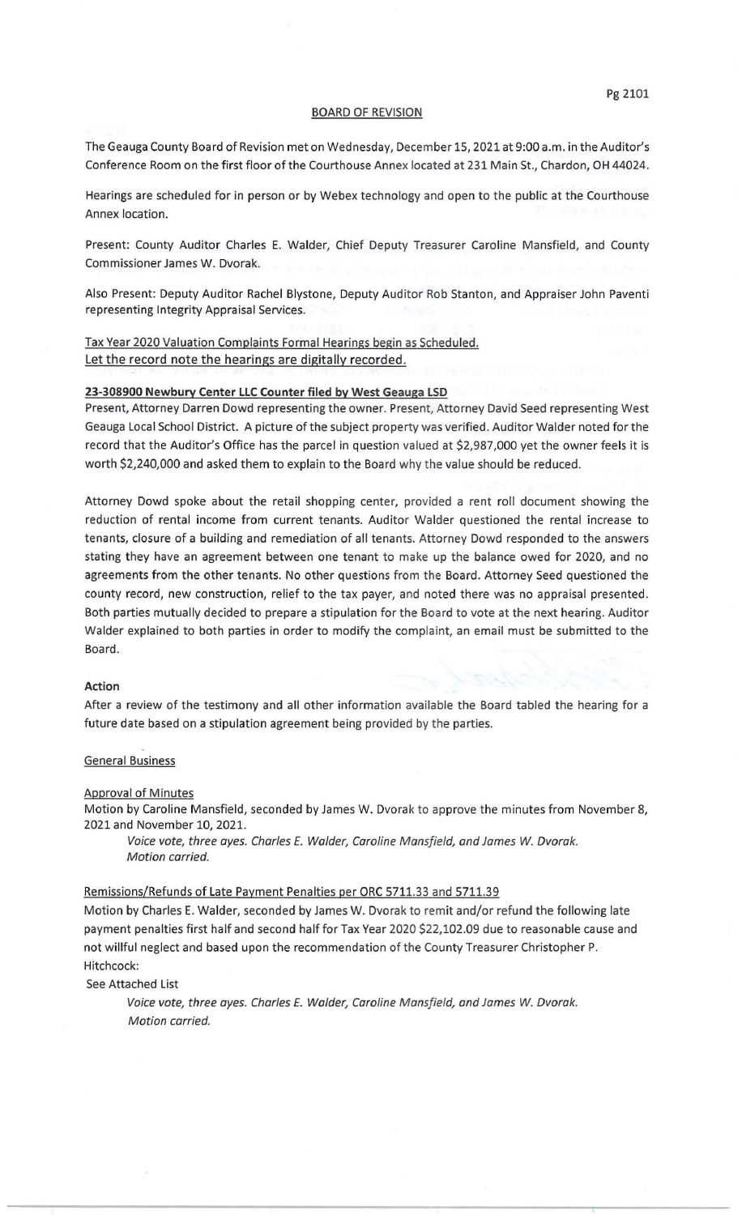## BOARD OF REVISION

The Geauga County Board of Revision met on Wednesday, December 15, 2021 at 9:00 a.m. in the Auditor's Conference Room on the first floor of the Courthouse Annex located at 231 Main St., Chardon, OH 44024.

Hearings are scheduled for in person or by Webex technology and open to the public at the Courthouse Annex location.

Present: County Auditor Charles E. Walder, Chief Deputy Treasurer Caroline Mansfield, and County Commissioner James W. Dvorak.

Also Present: Deputy Auditor Rachel Blystone, Deputy Auditor Rob Stanton, and Appraiser John Paventi representing Integrity Appraisal Services.

Tax Year 2020 Valuation Complaints Formal Hearings begin as Scheduled.
Let the record note the hearings are digitally recorded.

**23-308900 Newbury Center LLC Counter filed by West Geauga LSD**

Present, Attorney Darren Dowd representing the owner. Present, Attorney David Seed representing West Geauga Local School District. A picture of the subject property was verified. Auditor Walder noted for the record that the Auditor's Office has the parcel in question valued at $2,987,000 yet the owner feels it is worth $2,240,000 and asked them to explain to the Board why the value should be reduced.

Attorney Dowd spoke about the retail shopping center, provided a rent roll document showing the reduction of rental income from current tenants. Auditor Walder questioned the rental increase to tenants, closure of a building and remediation of all tenants. Attorney Dowd responded to the answers stating they have an agreement between one tenant to make up the balance owed for 2020, and no agreements from the other tenants. No other questions from the Board. Attorney Seed questioned the county record, new construction, relief to the tax payer, and noted there was no appraisal presented. Both parties mutually decided to prepare a stipulation for the Board to vote at the next hearing. Auditor Walder explained to both parties in order to modify the complaint, an email must be submitted to the Board.

**Action**

After a review of the testimony and all other information available the Board tabled the hearing for a future date based on a stipulation agreement being provided by the parties.

General Business

Approval of Minutes

Motion by Caroline Mansfield, seconded by James W. Dvorak to approve the minutes from November 8, 2021 and November 10, 2021.

*Voice vote, three ayes. Charles E. Walder, Caroline Mansfield, and James W. Dvorak. Motion carried.*

Remissions/Refunds of Late Payment Penalties per ORC 5711.33 and 5711.39

Motion by Charles E. Walder, seconded by James W. Dvorak to remit and/or refund the following late payment penalties first half and second half for Tax Year 2020 $22,102.09 due to reasonable cause and not willful neglect and based upon the recommendation of the County Treasurer Christopher P. Hitchcock:

See Attached List

*Voice vote, three ayes. Charles E. Walder, Caroline Mansfield, and James W. Dvorak. Motion carried.*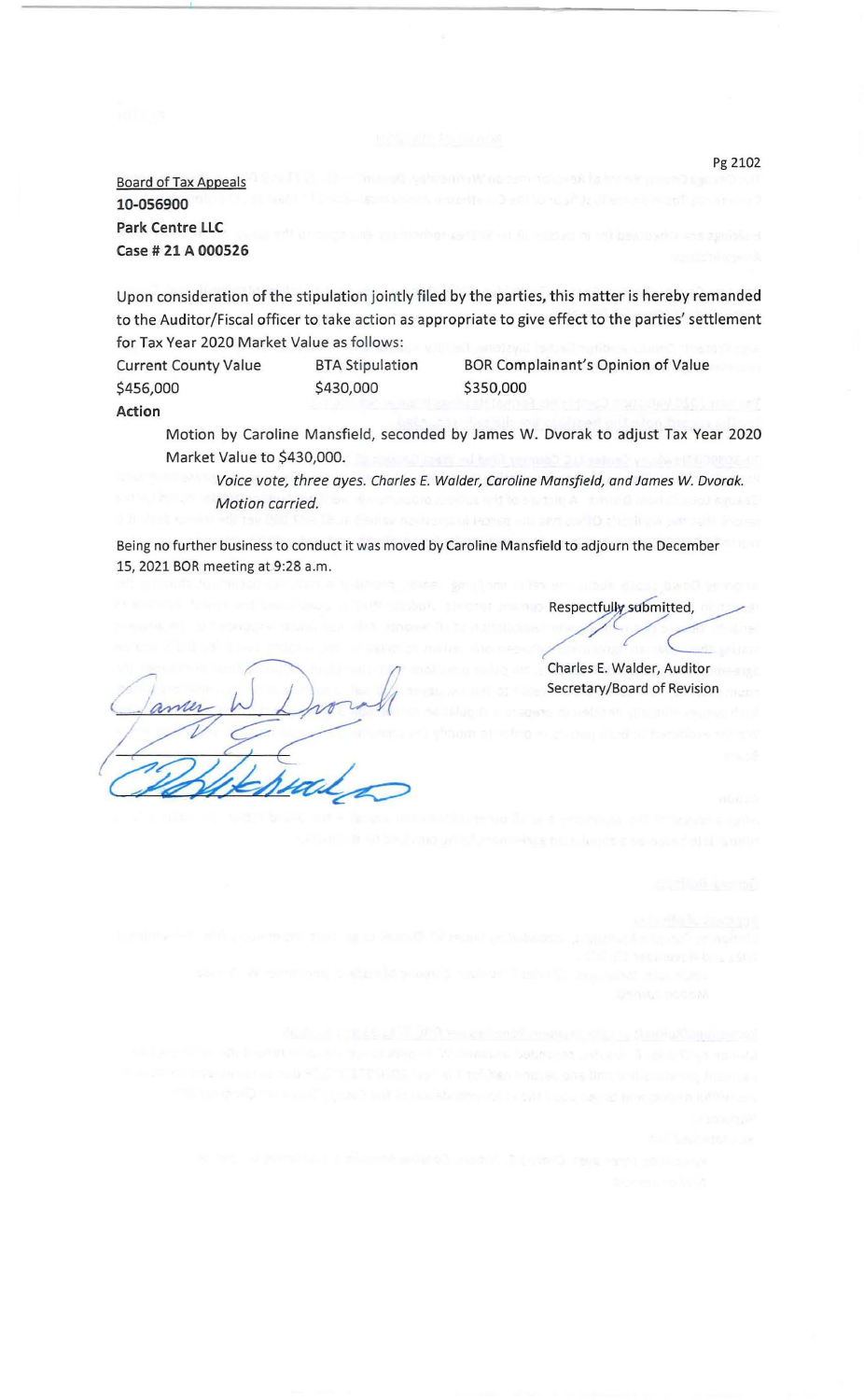Board of Tax Appeals
**10-056900**
**Park Centre LLC**
**Case # 21 A 000526**

Upon consideration of the stipulation jointly filed by the parties, this matter is hereby remanded to the Auditor/Fiscal officer to take action as appropriate to give effect to the parties' settlement for Tax Year 2020 Market Value as follows:

| Current County Value | BTA Stipulation | BOR Complainant's Opinion of Value |
|---|---|---|
| $456,000 | $430,000 | $350,000 |

**Action**

Motion by Caroline Mansfield, seconded by James W. Dvorak to adjust Tax Year 2020 Market Value to $430,000.

*Voice vote, three ayes. Charles E. Walder, Caroline Mansfield, and James W. Dvorak. Motion carried.*

Being no further business to conduct it was moved by Caroline Mansfield to adjourn the December 15, 2021 BOR meeting at 9:28 a.m.

Respectfully submitted,

Charles E. Walder, Auditor
Secretary/Board of Revision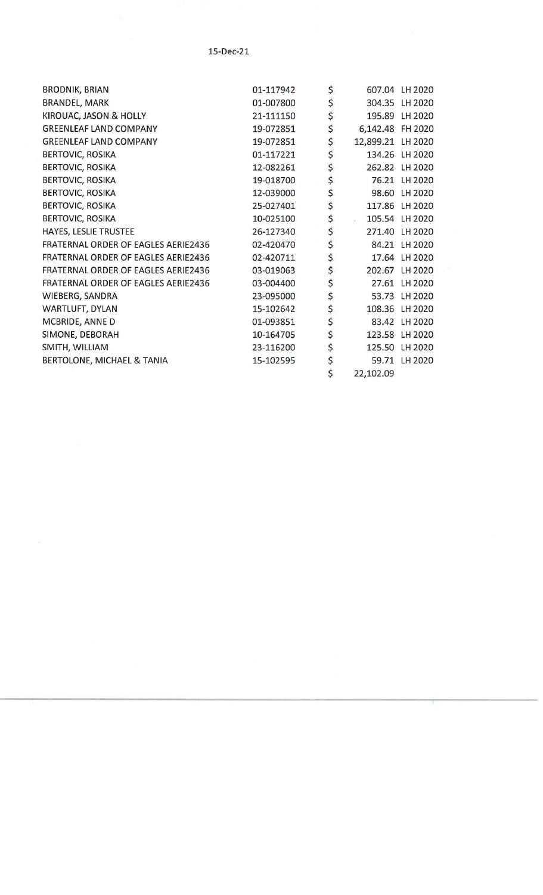15-Dec-21

| | | | | |
|---|---|---|---|---|
| BRODNIK, BRIAN | 01-117942 | $ | 607.04 | LH 2020 |
| BRANDEL, MARK | 01-007800 | $ | 304.35 | LH 2020 |
| KIROUAC, JASON & HOLLY | 21-111150 | $ | 195.89 | LH 2020 |
| GREENLEAF LAND COMPANY | 19-072851 | $ | 6,142.48 | FH 2020 |
| GREENLEAF LAND COMPANY | 19-072851 | $ | 12,899.21 | LH 2020 |
| BERTOVIC, ROSIKA | 01-117221 | $ | 134.26 | LH 2020 |
| BERTOVIC, ROSIKA | 12-082261 | $ | 262.82 | LH 2020 |
| BERTOVIC, ROSIKA | 19-018700 | $ | 76.21 | LH 2020 |
| BERTOVIC, ROSIKA | 12-039000 | $ | 98.60 | LH 2020 |
| BERTOVIC, ROSIKA | 25-027401 | $ | 117.86 | LH 2020 |
| BERTOVIC, ROSIKA | 10-025100 | $ | 105.54 | LH 2020 |
| HAYES, LESLIE TRUSTEE | 26-127340 | $ | 271.40 | LH 2020 |
| FRATERNAL ORDER OF EAGLES AERIE2436 | 02-420470 | $ | 84.21 | LH 2020 |
| FRATERNAL ORDER OF EAGLES AERIE2436 | 02-420711 | $ | 17.64 | LH 2020 |
| FRATERNAL ORDER OF EAGLES AERIE2436 | 03-019063 | $ | 202.67 | LH 2020 |
| FRATERNAL ORDER OF EAGLES AERIE2436 | 03-004400 | $ | 27.61 | LH 2020 |
| WIEBERG, SANDRA | 23-095000 | $ | 53.73 | LH 2020 |
| WARTLUFT, DYLAN | 15-102642 | $ | 108.36 | LH 2020 |
| MCBRIDE, ANNE D | 01-093851 | $ | 83.42 | LH 2020 |
| SIMONE, DEBORAH | 10-164705 | $ | 123.58 | LH 2020 |
| SMITH, WILLIAM | 23-116200 | $ | 125.50 | LH 2020 |
| BERTOLONE, MICHAEL & TANIA | 15-102595 | $ | 59.71 | LH 2020 |
| | | $ | 22,102.09 | |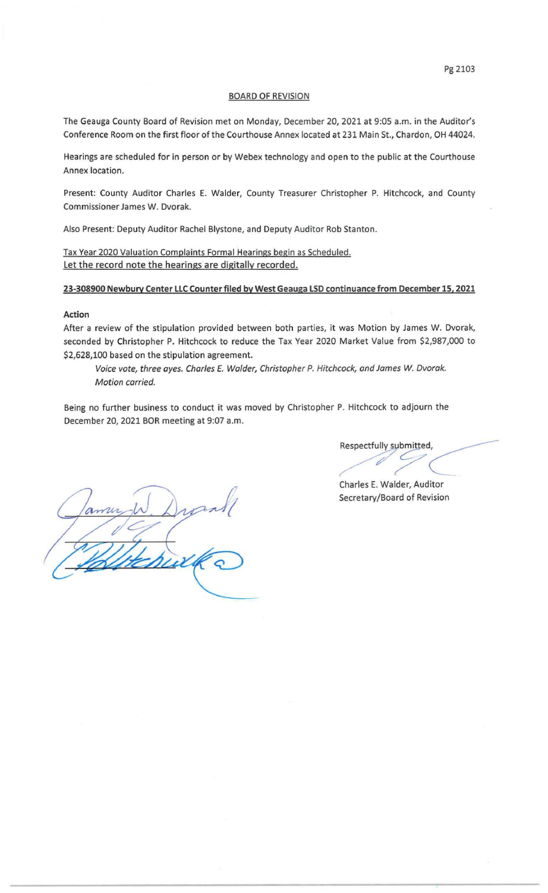## BOARD OF REVISION

The Geauga County Board of Revision met on Monday, December 20, 2021 at 9:05 a.m. in the Auditor's Conference Room on the first floor of the Courthouse Annex located at 231 Main St., Chardon, OH 44024.

Hearings are scheduled for in person or by Webex technology and open to the public at the Courthouse Annex location.

Present: County Auditor Charles E. Walder, County Treasurer Christopher P. Hitchcock, and County Commissioner James W. Dvorak.

Also Present: Deputy Auditor Rachel Blystone, and Deputy Auditor Rob Stanton.

Tax Year 2020 Valuation Complaints Formal Hearings begin as Scheduled.
Let the record note the hearings are digitally recorded.

**23-308900 Newbury Center LLC Counter filed by West Geauga LSD continuance from December 15, 2021**

**Action**

After a review of the stipulation provided between both parties, it was Motion by James W. Dvorak, seconded by Christopher P. Hitchcock to reduce the Tax Year 2020 Market Value from $2,987,000 to $2,628,100 based on the stipulation agreement.

*Voice vote, three ayes. Charles E. Walder, Christopher P. Hitchcock, and James W. Dvorak. Motion carried.*

Being no further business to conduct it was moved by Christopher P. Hitchcock to adjourn the December 20, 2021 BOR meeting at 9:07 a.m.

Respectfully submitted,

Charles E. Walder, Auditor
Secretary/Board of Revision